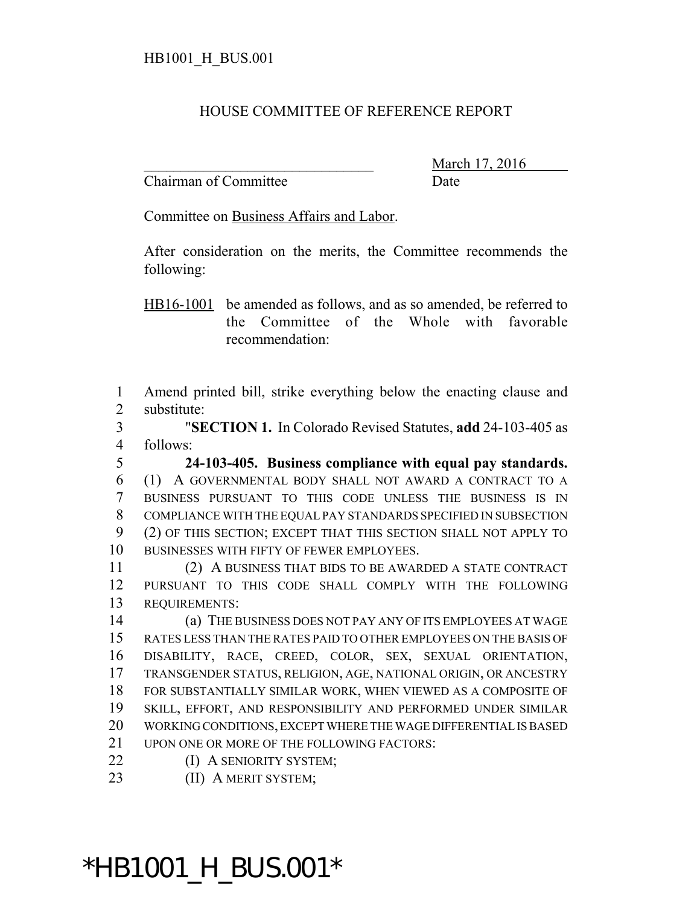HB1001_H_BUS.001

HOUSE COMMITTEE OF REFERENCE REPORT

_______________________________ March 17, 2016
Chairman of Committee Date

Committee on Business Affairs and Labor.

After consideration on the merits, the Committee recommends the following:

HB16-1001 be amended as follows, and as so amended, be referred to the Committee of the Whole with favorable recommendation:

1 Amend printed bill, strike everything below the enacting clause and
2 substitute:
3 "**SECTION 1.** In Colorado Revised Statutes, **add** 24-103-405 as
4 follows:
5 **24-103-405. Business compliance with equal pay standards.**
6 (1) A GOVERNMENTAL BODY SHALL NOT AWARD A CONTRACT TO A
7 BUSINESS PURSUANT TO THIS CODE UNLESS THE BUSINESS IS IN
8 COMPLIANCE WITH THE EQUAL PAY STANDARDS SPECIFIED IN SUBSECTION
9 (2) OF THIS SECTION; EXCEPT THAT THIS SECTION SHALL NOT APPLY TO
10 BUSINESSES WITH FIFTY OF FEWER EMPLOYEES.
11 (2) A BUSINESS THAT BIDS TO BE AWARDED A STATE CONTRACT
12 PURSUANT TO THIS CODE SHALL COMPLY WITH THE FOLLOWING
13 REQUIREMENTS:
14 (a) THE BUSINESS DOES NOT PAY ANY OF ITS EMPLOYEES AT WAGE
15 RATES LESS THAN THE RATES PAID TO OTHER EMPLOYEES ON THE BASIS OF
16 DISABILITY, RACE, CREED, COLOR, SEX, SEXUAL ORIENTATION,
17 TRANSGENDER STATUS, RELIGION, AGE, NATIONAL ORIGIN, OR ANCESTRY
18 FOR SUBSTANTIALLY SIMILAR WORK, WHEN VIEWED AS A COMPOSITE OF
19 SKILL, EFFORT, AND RESPONSIBILITY AND PERFORMED UNDER SIMILAR
20 WORKING CONDITIONS, EXCEPT WHERE THE WAGE DIFFERENTIAL IS BASED
21 UPON ONE OR MORE OF THE FOLLOWING FACTORS:
22 (I) A SENIORITY SYSTEM;
23 (II) A MERIT SYSTEM;

*HB1001_H_BUS.001*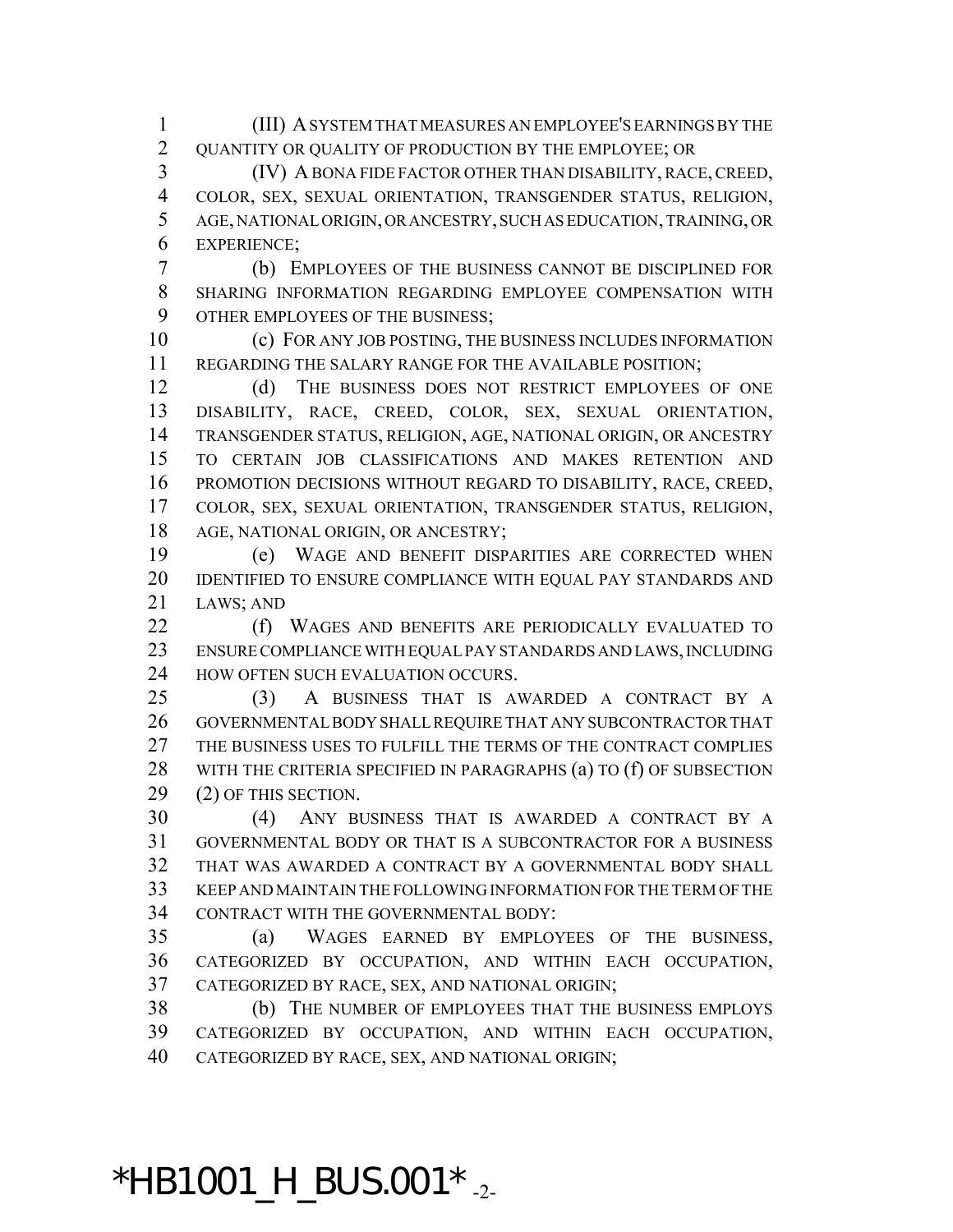(III) A SYSTEM THAT MEASURES AN EMPLOYEE'S EARNINGS BY THE QUANTITY OR QUALITY OF PRODUCTION BY THE EMPLOYEE; OR

(IV) A BONA FIDE FACTOR OTHER THAN DISABILITY, RACE, CREED, COLOR, SEX, SEXUAL ORIENTATION, TRANSGENDER STATUS, RELIGION, AGE, NATIONAL ORIGIN, OR ANCESTRY, SUCH AS EDUCATION, TRAINING, OR EXPERIENCE;

(b) EMPLOYEES OF THE BUSINESS CANNOT BE DISCIPLINED FOR SHARING INFORMATION REGARDING EMPLOYEE COMPENSATION WITH OTHER EMPLOYEES OF THE BUSINESS;

(c) FOR ANY JOB POSTING, THE BUSINESS INCLUDES INFORMATION REGARDING THE SALARY RANGE FOR THE AVAILABLE POSITION;

(d) THE BUSINESS DOES NOT RESTRICT EMPLOYEES OF ONE DISABILITY, RACE, CREED, COLOR, SEX, SEXUAL ORIENTATION, TRANSGENDER STATUS, RELIGION, AGE, NATIONAL ORIGIN, OR ANCESTRY TO CERTAIN JOB CLASSIFICATIONS AND MAKES RETENTION AND PROMOTION DECISIONS WITHOUT REGARD TO DISABILITY, RACE, CREED, COLOR, SEX, SEXUAL ORIENTATION, TRANSGENDER STATUS, RELIGION, AGE, NATIONAL ORIGIN, OR ANCESTRY;

(e) WAGE AND BENEFIT DISPARITIES ARE CORRECTED WHEN IDENTIFIED TO ENSURE COMPLIANCE WITH EQUAL PAY STANDARDS AND LAWS; AND

(f) WAGES AND BENEFITS ARE PERIODICALLY EVALUATED TO ENSURE COMPLIANCE WITH EQUAL PAY STANDARDS AND LAWS, INCLUDING HOW OFTEN SUCH EVALUATION OCCURS.

(3) A BUSINESS THAT IS AWARDED A CONTRACT BY A GOVERNMENTAL BODY SHALL REQUIRE THAT ANY SUBCONTRACTOR THAT THE BUSINESS USES TO FULFILL THE TERMS OF THE CONTRACT COMPLIES WITH THE CRITERIA SPECIFIED IN PARAGRAPHS (a) TO (f) OF SUBSECTION (2) OF THIS SECTION.

(4) ANY BUSINESS THAT IS AWARDED A CONTRACT BY A GOVERNMENTAL BODY OR THAT IS A SUBCONTRACTOR FOR A BUSINESS THAT WAS AWARDED A CONTRACT BY A GOVERNMENTAL BODY SHALL KEEP AND MAINTAIN THE FOLLOWING INFORMATION FOR THE TERM OF THE CONTRACT WITH THE GOVERNMENTAL BODY:

(a) WAGES EARNED BY EMPLOYEES OF THE BUSINESS, CATEGORIZED BY OCCUPATION, AND WITHIN EACH OCCUPATION, CATEGORIZED BY RACE, SEX, AND NATIONAL ORIGIN;

(b) THE NUMBER OF EMPLOYEES THAT THE BUSINESS EMPLOYS CATEGORIZED BY OCCUPATION, AND WITHIN EACH OCCUPATION, CATEGORIZED BY RACE, SEX, AND NATIONAL ORIGIN;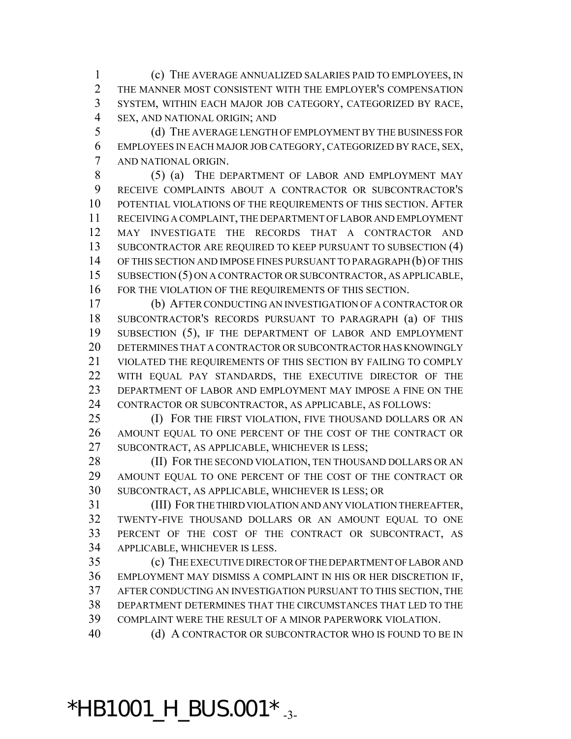(c) THE AVERAGE ANNUALIZED SALARIES PAID TO EMPLOYEES, IN THE MANNER MOST CONSISTENT WITH THE EMPLOYER'S COMPENSATION SYSTEM, WITHIN EACH MAJOR JOB CATEGORY, CATEGORIZED BY RACE, SEX, AND NATIONAL ORIGIN; AND

(d) THE AVERAGE LENGTH OF EMPLOYMENT BY THE BUSINESS FOR EMPLOYEES IN EACH MAJOR JOB CATEGORY, CATEGORIZED BY RACE, SEX, AND NATIONAL ORIGIN.

(5) (a) THE DEPARTMENT OF LABOR AND EMPLOYMENT MAY RECEIVE COMPLAINTS ABOUT A CONTRACTOR OR SUBCONTRACTOR'S POTENTIAL VIOLATIONS OF THE REQUIREMENTS OF THIS SECTION. AFTER RECEIVING A COMPLAINT, THE DEPARTMENT OF LABOR AND EMPLOYMENT MAY INVESTIGATE THE RECORDS THAT A CONTRACTOR AND SUBCONTRACTOR ARE REQUIRED TO KEEP PURSUANT TO SUBSECTION (4) OF THIS SECTION AND IMPOSE FINES PURSUANT TO PARAGRAPH (b) OF THIS SUBSECTION (5) ON A CONTRACTOR OR SUBCONTRACTOR, AS APPLICABLE, FOR THE VIOLATION OF THE REQUIREMENTS OF THIS SECTION.

(b) AFTER CONDUCTING AN INVESTIGATION OF A CONTRACTOR OR SUBCONTRACTOR'S RECORDS PURSUANT TO PARAGRAPH (a) OF THIS SUBSECTION (5), IF THE DEPARTMENT OF LABOR AND EMPLOYMENT DETERMINES THAT A CONTRACTOR OR SUBCONTRACTOR HAS KNOWINGLY VIOLATED THE REQUIREMENTS OF THIS SECTION BY FAILING TO COMPLY WITH EQUAL PAY STANDARDS, THE EXECUTIVE DIRECTOR OF THE DEPARTMENT OF LABOR AND EMPLOYMENT MAY IMPOSE A FINE ON THE CONTRACTOR OR SUBCONTRACTOR, AS APPLICABLE, AS FOLLOWS:

(I) FOR THE FIRST VIOLATION, FIVE THOUSAND DOLLARS OR AN AMOUNT EQUAL TO ONE PERCENT OF THE COST OF THE CONTRACT OR SUBCONTRACT, AS APPLICABLE, WHICHEVER IS LESS;

(II) FOR THE SECOND VIOLATION, TEN THOUSAND DOLLARS OR AN AMOUNT EQUAL TO ONE PERCENT OF THE COST OF THE CONTRACT OR SUBCONTRACT, AS APPLICABLE, WHICHEVER IS LESS; OR

(III) FOR THE THIRD VIOLATION AND ANY VIOLATION THEREAFTER, TWENTY-FIVE THOUSAND DOLLARS OR AN AMOUNT EQUAL TO ONE PERCENT OF THE COST OF THE CONTRACT OR SUBCONTRACT, AS APPLICABLE, WHICHEVER IS LESS.

(c) THE EXECUTIVE DIRECTOR OF THE DEPARTMENT OF LABOR AND EMPLOYMENT MAY DISMISS A COMPLAINT IN HIS OR HER DISCRETION IF, AFTER CONDUCTING AN INVESTIGATION PURSUANT TO THIS SECTION, THE DEPARTMENT DETERMINES THAT THE CIRCUMSTANCES THAT LED TO THE COMPLAINT WERE THE RESULT OF A MINOR PAPERWORK VIOLATION.

(d) A CONTRACTOR OR SUBCONTRACTOR WHO IS FOUND TO BE IN

*HB1001_H_BUS.001*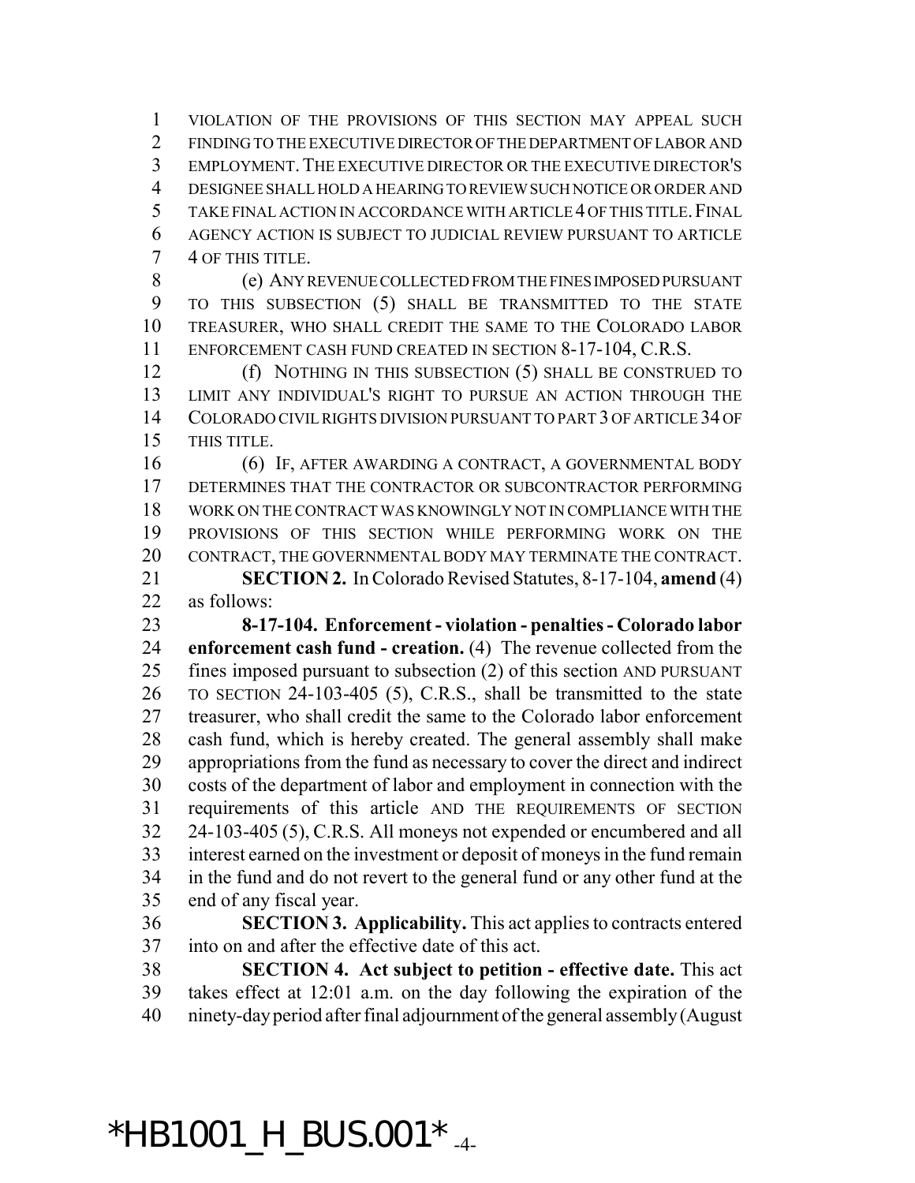VIOLATION OF THE PROVISIONS OF THIS SECTION MAY APPEAL SUCH FINDING TO THE EXECUTIVE DIRECTOR OF THE DEPARTMENT OF LABOR AND EMPLOYMENT. THE EXECUTIVE DIRECTOR OR THE EXECUTIVE DIRECTOR'S DESIGNEE SHALL HOLD A HEARING TO REVIEW SUCH NOTICE OR ORDER AND TAKE FINAL ACTION IN ACCORDANCE WITH ARTICLE 4 OF THIS TITLE. FINAL AGENCY ACTION IS SUBJECT TO JUDICIAL REVIEW PURSUANT TO ARTICLE 4 OF THIS TITLE.

(e) ANY REVENUE COLLECTED FROM THE FINES IMPOSED PURSUANT TO THIS SUBSECTION (5) SHALL BE TRANSMITTED TO THE STATE TREASURER, WHO SHALL CREDIT THE SAME TO THE COLORADO LABOR ENFORCEMENT CASH FUND CREATED IN SECTION 8-17-104, C.R.S.

(f) NOTHING IN THIS SUBSECTION (5) SHALL BE CONSTRUED TO LIMIT ANY INDIVIDUAL'S RIGHT TO PURSUE AN ACTION THROUGH THE COLORADO CIVIL RIGHTS DIVISION PURSUANT TO PART 3 OF ARTICLE 34 OF THIS TITLE.

(6) IF, AFTER AWARDING A CONTRACT, A GOVERNMENTAL BODY DETERMINES THAT THE CONTRACTOR OR SUBCONTRACTOR PERFORMING WORK ON THE CONTRACT WAS KNOWINGLY NOT IN COMPLIANCE WITH THE PROVISIONS OF THIS SECTION WHILE PERFORMING WORK ON THE CONTRACT, THE GOVERNMENTAL BODY MAY TERMINATE THE CONTRACT.

**SECTION 2.** In Colorado Revised Statutes, 8-17-104, **amend** (4) as follows:

**8-17-104. Enforcement - violation - penalties - Colorado labor enforcement cash fund - creation.** (4) The revenue collected from the fines imposed pursuant to subsection (2) of this section AND PURSUANT TO SECTION 24-103-405 (5), C.R.S., shall be transmitted to the state treasurer, who shall credit the same to the Colorado labor enforcement cash fund, which is hereby created. The general assembly shall make appropriations from the fund as necessary to cover the direct and indirect costs of the department of labor and employment in connection with the requirements of this article AND THE REQUIREMENTS OF SECTION 24-103-405 (5), C.R.S. All moneys not expended or encumbered and all interest earned on the investment or deposit of moneys in the fund remain in the fund and do not revert to the general fund or any other fund at the end of any fiscal year.

**SECTION 3. Applicability.** This act applies to contracts entered into on and after the effective date of this act.

**SECTION 4. Act subject to petition - effective date.** This act takes effect at 12:01 a.m. on the day following the expiration of the ninety-day period after final adjournment of the general assembly (August

*HB1001_H_BUS.001*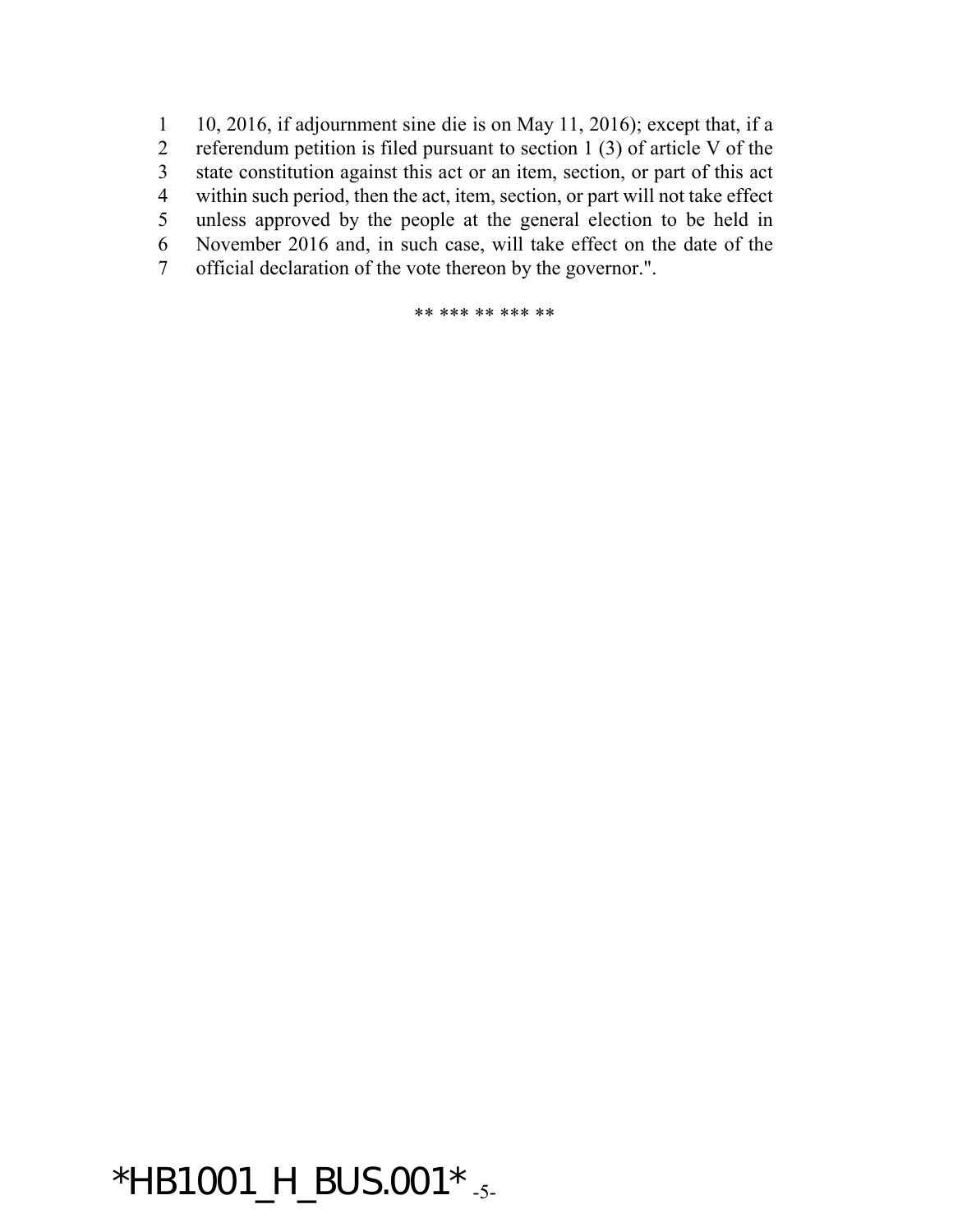10, 2016, if adjournment sine die is on May 11, 2016); except that, if a referendum petition is filed pursuant to section 1 (3) of article V of the state constitution against this act or an item, section, or part of this act within such period, then the act, item, section, or part will not take effect unless approved by the people at the general election to be held in November 2016 and, in such case, will take effect on the date of the official declaration of the vote thereon by the governor.".

** *** ** *** **

*HB1001_H_BUS.001*